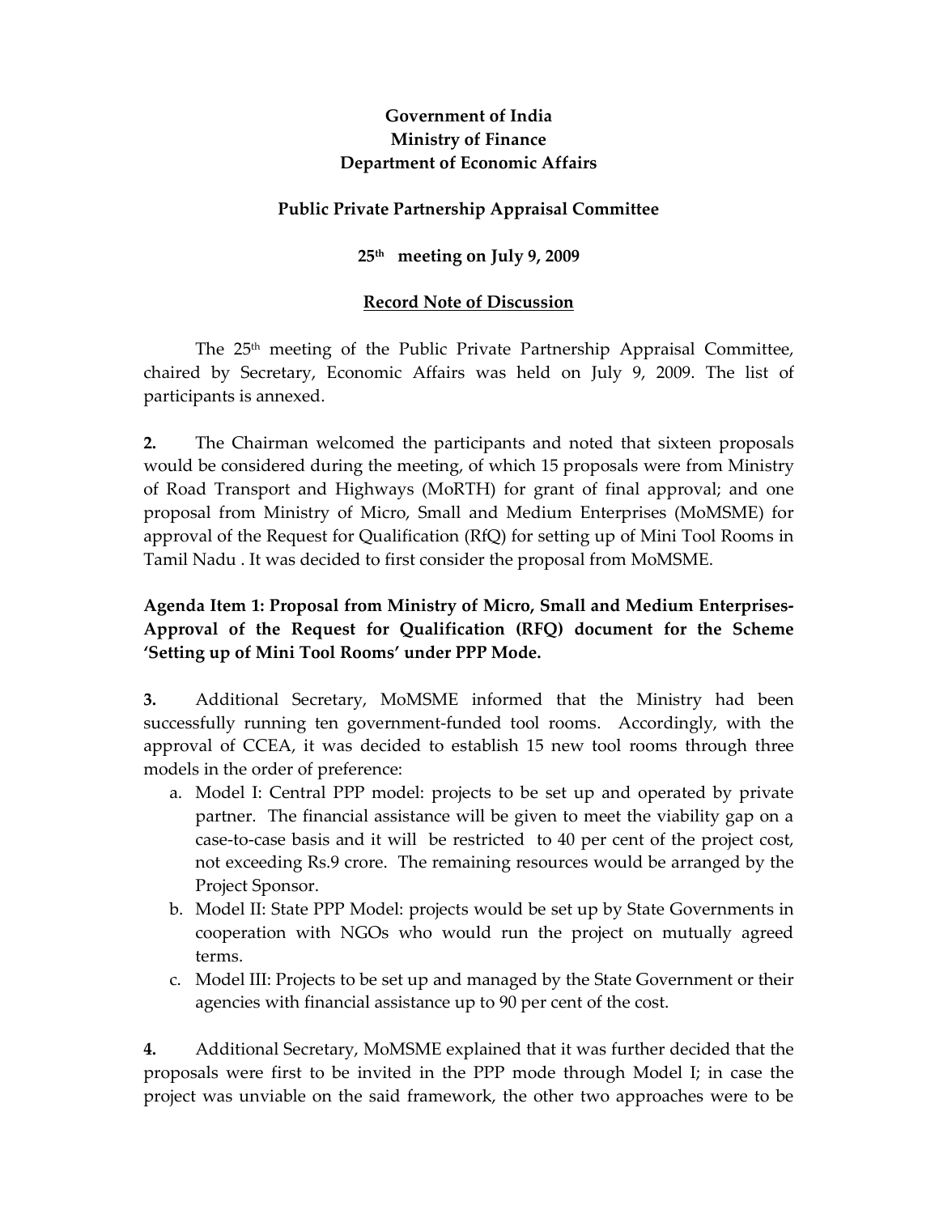**Government of India**
**Ministry of Finance**
**Department of Economic Affairs**

**Public Private Partnership Appraisal Committee**

**25th meeting on July 9, 2009**

**Record Note of Discussion**

The 25th meeting of the Public Private Partnership Appraisal Committee, chaired by Secretary, Economic Affairs was held on July 9, 2009. The list of participants is annexed.

**2.** The Chairman welcomed the participants and noted that sixteen proposals would be considered during the meeting, of which 15 proposals were from Ministry of Road Transport and Highways (MoRTH) for grant of final approval; and one proposal from Ministry of Micro, Small and Medium Enterprises (MoMSME) for approval of the Request for Qualification (RfQ) for setting up of Mini Tool Rooms in Tamil Nadu . It was decided to first consider the proposal from MoMSME.

**Agenda Item 1: Proposal from Ministry of Micro, Small and Medium Enterprises- Approval of the Request for Qualification (RFQ) document for the Scheme 'Setting up of Mini Tool Rooms' under PPP Mode.**

**3.** Additional Secretary, MoMSME informed that the Ministry had been successfully running ten government-funded tool rooms. Accordingly, with the approval of CCEA, it was decided to establish 15 new tool rooms through three models in the order of preference:

a. Model I: Central PPP model: projects to be set up and operated by private partner. The financial assistance will be given to meet the viability gap on a case-to-case basis and it will be restricted to 40 per cent of the project cost, not exceeding Rs.9 crore. The remaining resources would be arranged by the Project Sponsor.
b. Model II: State PPP Model: projects would be set up by State Governments in cooperation with NGOs who would run the project on mutually agreed terms.
c. Model III: Projects to be set up and managed by the State Government or their agencies with financial assistance up to 90 per cent of the cost.

**4.** Additional Secretary, MoMSME explained that it was further decided that the proposals were first to be invited in the PPP mode through Model I; in case the project was unviable on the said framework, the other two approaches were to be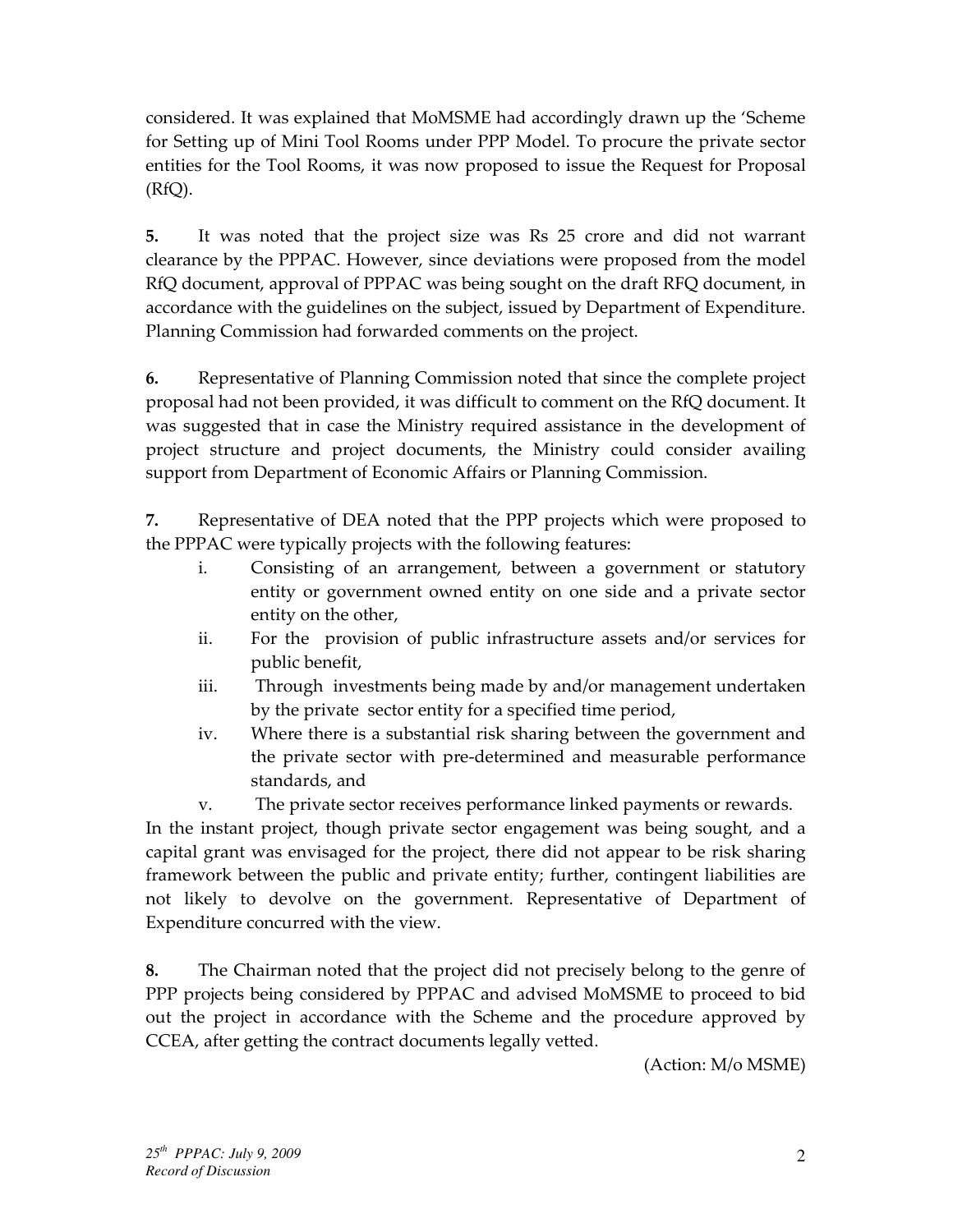considered. It was explained that MoMSME had accordingly drawn up the 'Scheme for Setting up of Mini Tool Rooms under PPP Model. To procure the private sector entities for the Tool Rooms, it was now proposed to issue the Request for Proposal (RfQ).

**5.** It was noted that the project size was Rs 25 crore and did not warrant clearance by the PPPAC. However, since deviations were proposed from the model RfQ document, approval of PPPAC was being sought on the draft RFQ document, in accordance with the guidelines on the subject, issued by Department of Expenditure. Planning Commission had forwarded comments on the project.

**6.** Representative of Planning Commission noted that since the complete project proposal had not been provided, it was difficult to comment on the RfQ document. It was suggested that in case the Ministry required assistance in the development of project structure and project documents, the Ministry could consider availing support from Department of Economic Affairs or Planning Commission.

**7.** Representative of DEA noted that the PPP projects which were proposed to the PPPAC were typically projects with the following features:

i. Consisting of an arrangement, between a government or statutory entity or government owned entity on one side and a private sector entity on the other,

ii. For the provision of public infrastructure assets and/or services for public benefit,

iii. Through investments being made by and/or management undertaken by the private sector entity for a specified time period,

iv. Where there is a substantial risk sharing between the government and the private sector with pre-determined and measurable performance standards, and

v. The private sector receives performance linked payments or rewards.

In the instant project, though private sector engagement was being sought, and a capital grant was envisaged for the project, there did not appear to be risk sharing framework between the public and private entity; further, contingent liabilities are not likely to devolve on the government. Representative of Department of Expenditure concurred with the view.

**8.** The Chairman noted that the project did not precisely belong to the genre of PPP projects being considered by PPPAC and advised MoMSME to proceed to bid out the project in accordance with the Scheme and the procedure approved by CCEA, after getting the contract documents legally vetted.

(Action: M/o MSME)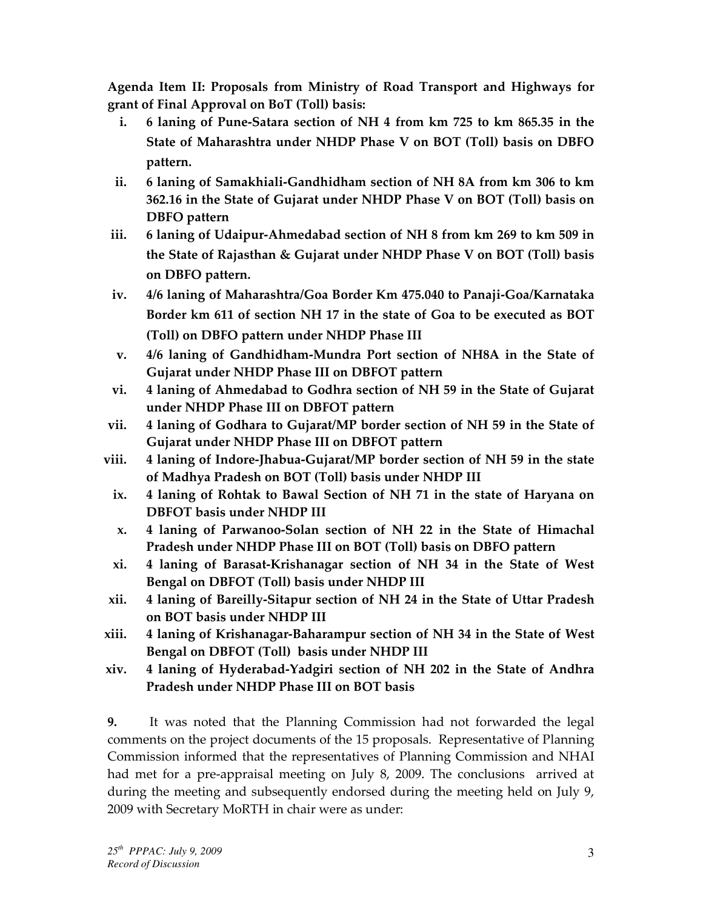**Agenda Item II: Proposals from Ministry of Road Transport and Highways for grant of Final Approval on BoT (Toll) basis:**

i. **6 laning of Pune-Satara section of NH 4 from km 725 to km 865.35 in the State of Maharashtra under NHDP Phase V on BOT (Toll) basis on DBFO pattern.**

ii. **6 laning of Samakhiali-Gandhidham section of NH 8A from km 306 to km 362.16 in the State of Gujarat under NHDP Phase V on BOT (Toll) basis on DBFO pattern**

iii. **6 laning of Udaipur-Ahmedabad section of NH 8 from km 269 to km 509 in the State of Rajasthan & Gujarat under NHDP Phase V on BOT (Toll) basis on DBFO pattern.**

iv. **4/6 laning of Maharashtra/Goa Border Km 475.040 to Panaji-Goa/Karnataka Border km 611 of section NH 17 in the state of Goa to be executed as BOT (Toll) on DBFO pattern under NHDP Phase III**

v. **4/6 laning of Gandhidham-Mundra Port section of NH8A in the State of Gujarat under NHDP Phase III on DBFOT pattern**

vi. **4 laning of Ahmedabad to Godhra section of NH 59 in the State of Gujarat under NHDP Phase III on DBFOT pattern**

vii. **4 laning of Godhara to Gujarat/MP border section of NH 59 in the State of Gujarat under NHDP Phase III on DBFOT pattern**

viii. **4 laning of Indore-Jhabua-Gujarat/MP border section of NH 59 in the state of Madhya Pradesh on BOT (Toll) basis under NHDP III**

ix. **4 laning of Rohtak to Bawal Section of NH 71 in the state of Haryana on DBFOT basis under NHDP III**

x. **4 laning of Parwanoo-Solan section of NH 22 in the State of Himachal Pradesh under NHDP Phase III on BOT (Toll) basis on DBFO pattern**

xi. **4 laning of Barasat-Krishanagar section of NH 34 in the State of West Bengal on DBFOT (Toll) basis under NHDP III**

xii. **4 laning of Bareilly-Sitapur section of NH 24 in the State of Uttar Pradesh on BOT basis under NHDP III**

xiii. **4 laning of Krishanagar-Baharampur section of NH 34 in the State of West Bengal on DBFOT (Toll) basis under NHDP III**

xiv. **4 laning of Hyderabad-Yadgiri section of NH 202 in the State of Andhra Pradesh under NHDP Phase III on BOT basis**

**9.** It was noted that the Planning Commission had not forwarded the legal comments on the project documents of the 15 proposals. Representative of Planning Commission informed that the representatives of Planning Commission and NHAI had met for a pre-appraisal meeting on July 8, 2009. The conclusions arrived at during the meeting and subsequently endorsed during the meeting held on July 9, 2009 with Secretary MoRTH in chair were as under: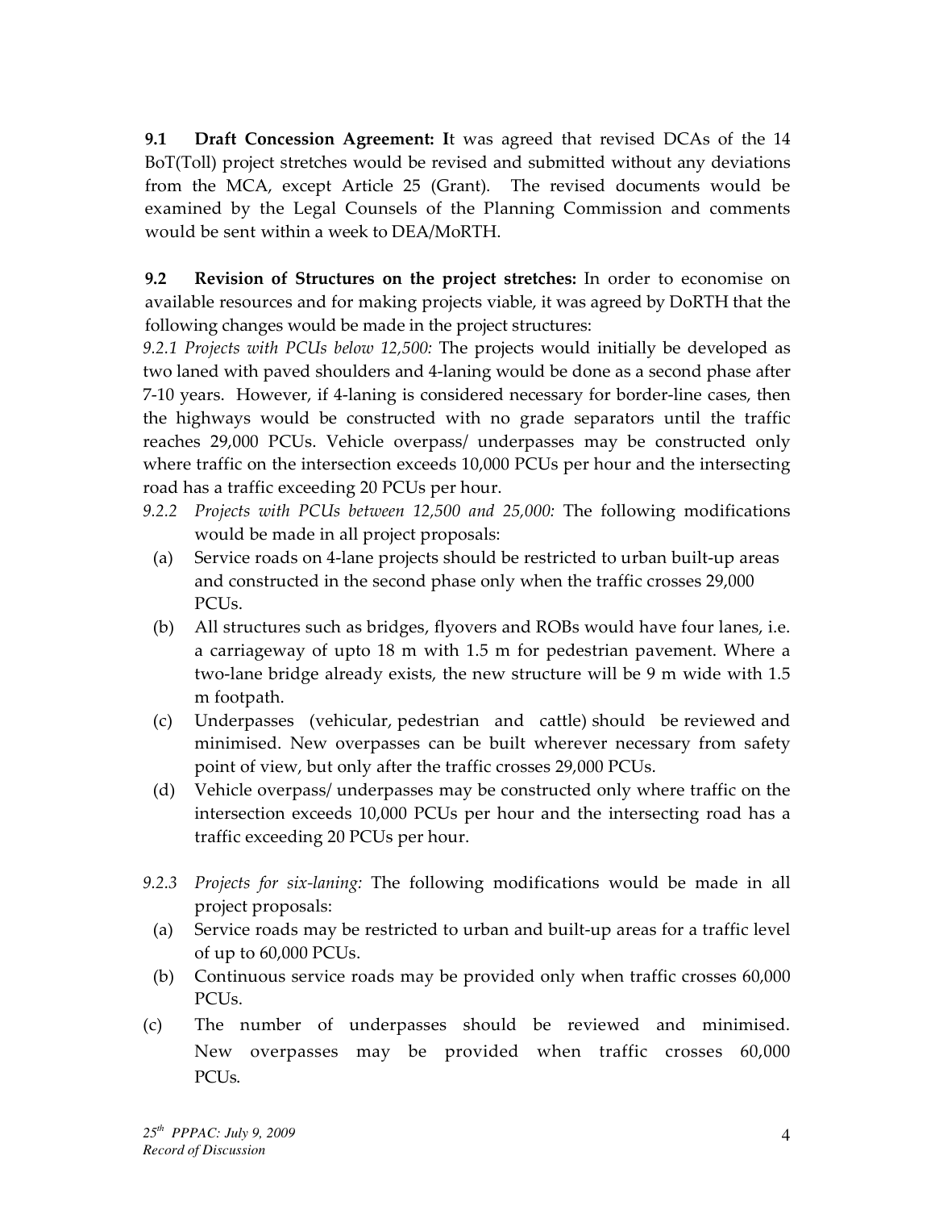**9.1 Draft Concession Agreement:** It was agreed that revised DCAs of the 14 BoT(Toll) project stretches would be revised and submitted without any deviations from the MCA, except Article 25 (Grant). The revised documents would be examined by the Legal Counsels of the Planning Commission and comments would be sent within a week to DEA/MoRTH.

**9.2 Revision of Structures on the project stretches:** In order to economise on available resources and for making projects viable, it was agreed by DoRTH that the following changes would be made in the project structures:

*9.2.1 Projects with PCUs below 12,500:* The projects would initially be developed as two laned with paved shoulders and 4-laning would be done as a second phase after 7-10 years. However, if 4-laning is considered necessary for border-line cases, then the highways would be constructed with no grade separators until the traffic reaches 29,000 PCUs. Vehicle overpass/ underpasses may be constructed only where traffic on the intersection exceeds 10,000 PCUs per hour and the intersecting road has a traffic exceeding 20 PCUs per hour.

*9.2.2 Projects with PCUs between 12,500 and 25,000:* The following modifications would be made in all project proposals:

(a) Service roads on 4-lane projects should be restricted to urban built-up areas and constructed in the second phase only when the traffic crosses 29,000 PCUs.

(b) All structures such as bridges, flyovers and ROBs would have four lanes, i.e. a carriageway of upto 18 m with 1.5 m for pedestrian pavement. Where a two-lane bridge already exists, the new structure will be 9 m wide with 1.5 m footpath.

(c) Underpasses (vehicular, pedestrian and cattle) should be reviewed and minimised. New overpasses can be built wherever necessary from safety point of view, but only after the traffic crosses 29,000 PCUs.

(d) Vehicle overpass/ underpasses may be constructed only where traffic on the intersection exceeds 10,000 PCUs per hour and the intersecting road has a traffic exceeding 20 PCUs per hour.

*9.2.3 Projects for six-laning:* The following modifications would be made in all project proposals:

(a) Service roads may be restricted to urban and built-up areas for a traffic level of up to 60,000 PCUs.

(b) Continuous service roads may be provided only when traffic crosses 60,000 PCUs.

(c) The number of underpasses should be reviewed and minimised. New overpasses may be provided when traffic crosses 60,000 PCUs.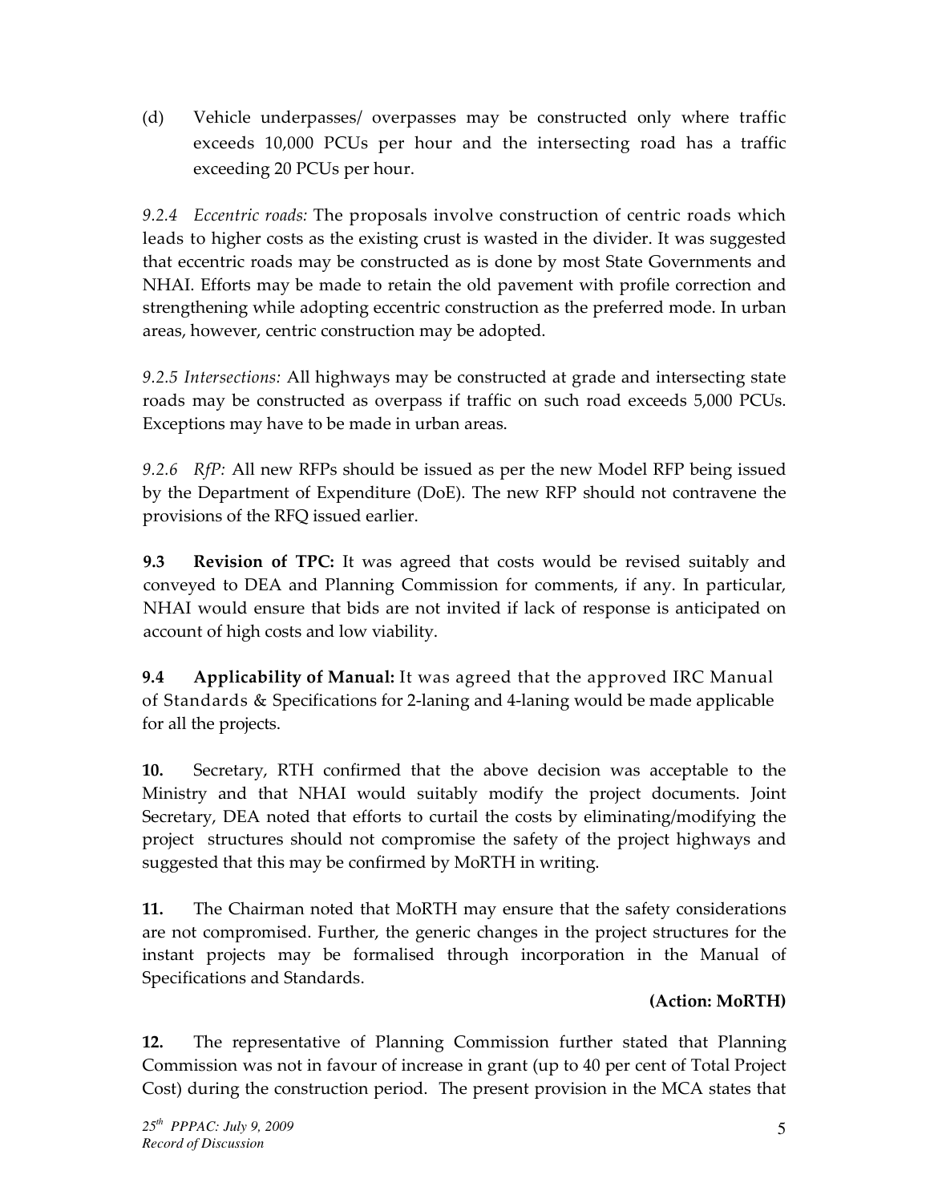(d) Vehicle underpasses/ overpasses may be constructed only where traffic exceeds 10,000 PCUs per hour and the intersecting road has a traffic exceeding 20 PCUs per hour.

*9.2.4 Eccentric roads:* The proposals involve construction of centric roads which leads to higher costs as the existing crust is wasted in the divider. It was suggested that eccentric roads may be constructed as is done by most State Governments and NHAI. Efforts may be made to retain the old pavement with profile correction and strengthening while adopting eccentric construction as the preferred mode. In urban areas, however, centric construction may be adopted.

*9.2.5 Intersections:* All highways may be constructed at grade and intersecting state roads may be constructed as overpass if traffic on such road exceeds 5,000 PCUs. Exceptions may have to be made in urban areas.

*9.2.6 RfP:* All new RFPs should be issued as per the new Model RFP being issued by the Department of Expenditure (DoE). The new RFP should not contravene the provisions of the RFQ issued earlier.

**9.3 Revision of TPC:** It was agreed that costs would be revised suitably and conveyed to DEA and Planning Commission for comments, if any. In particular, NHAI would ensure that bids are not invited if lack of response is anticipated on account of high costs and low viability.

**9.4 Applicability of Manual:** It was agreed that the approved IRC Manual of Standards & Specifications for 2-laning and 4-laning would be made applicable for all the projects.

**10.** Secretary, RTH confirmed that the above decision was acceptable to the Ministry and that NHAI would suitably modify the project documents. Joint Secretary, DEA noted that efforts to curtail the costs by eliminating/modifying the project structures should not compromise the safety of the project highways and suggested that this may be confirmed by MoRTH in writing.

**11.** The Chairman noted that MoRTH may ensure that the safety considerations are not compromised. Further, the generic changes in the project structures for the instant projects may be formalised through incorporation in the Manual of Specifications and Standards.

**(Action: MoRTH)**

**12.** The representative of Planning Commission further stated that Planning Commission was not in favour of increase in grant (up to 40 per cent of Total Project Cost) during the construction period. The present provision in the MCA states that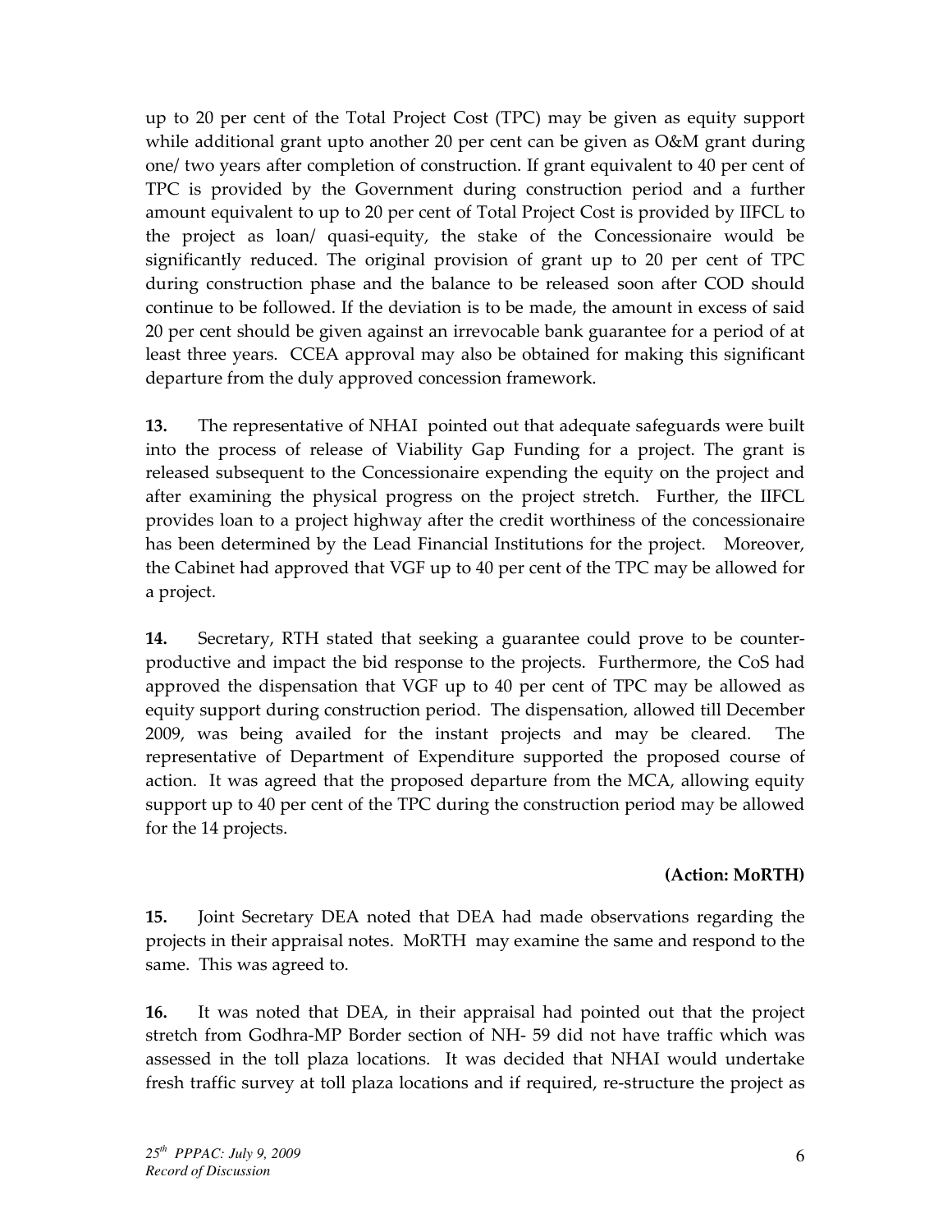up to 20 per cent of the Total Project Cost (TPC) may be given as equity support while additional grant upto another 20 per cent can be given as O&M grant during one/ two years after completion of construction. If grant equivalent to 40 per cent of TPC is provided by the Government during construction period and a further amount equivalent to up to 20 per cent of Total Project Cost is provided by IIFCL to the project as loan/ quasi-equity, the stake of the Concessionaire would be significantly reduced. The original provision of grant up to 20 per cent of TPC during construction phase and the balance to be released soon after COD should continue to be followed. If the deviation is to be made, the amount in excess of said 20 per cent should be given against an irrevocable bank guarantee for a period of at least three years. CCEA approval may also be obtained for making this significant departure from the duly approved concession framework.

**13.** The representative of NHAI pointed out that adequate safeguards were built into the process of release of Viability Gap Funding for a project. The grant is released subsequent to the Concessionaire expending the equity on the project and after examining the physical progress on the project stretch. Further, the IIFCL provides loan to a project highway after the credit worthiness of the concessionaire has been determined by the Lead Financial Institutions for the project. Moreover, the Cabinet had approved that VGF up to 40 per cent of the TPC may be allowed for a project.

**14.** Secretary, RTH stated that seeking a guarantee could prove to be counter-productive and impact the bid response to the projects. Furthermore, the CoS had approved the dispensation that VGF up to 40 per cent of TPC may be allowed as equity support during construction period. The dispensation, allowed till December 2009, was being availed for the instant projects and may be cleared. The representative of Department of Expenditure supported the proposed course of action. It was agreed that the proposed departure from the MCA, allowing equity support up to 40 per cent of the TPC during the construction period may be allowed for the 14 projects.

**(Action: MoRTH)**

**15.** Joint Secretary DEA noted that DEA had made observations regarding the projects in their appraisal notes. MoRTH may examine the same and respond to the same. This was agreed to.

**16.** It was noted that DEA, in their appraisal had pointed out that the project stretch from Godhra-MP Border section of NH- 59 did not have traffic which was assessed in the toll plaza locations. It was decided that NHAI would undertake fresh traffic survey at toll plaza locations and if required, re-structure the project as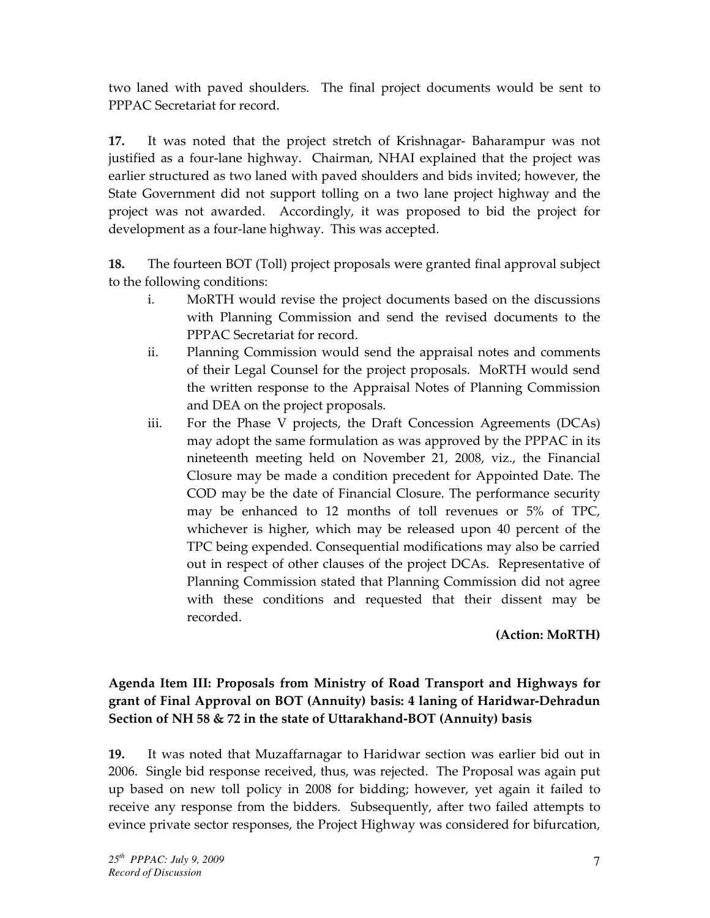two laned with paved shoulders. The final project documents would be sent to PPPAC Secretariat for record.

**17.** It was noted that the project stretch of Krishnagar- Baharampur was not justified as a four-lane highway. Chairman, NHAI explained that the project was earlier structured as two laned with paved shoulders and bids invited; however, the State Government did not support tolling on a two lane project highway and the project was not awarded. Accordingly, it was proposed to bid the project for development as a four-lane highway. This was accepted.

**18.** The fourteen BOT (Toll) project proposals were granted final approval subject to the following conditions:

- i. MoRTH would revise the project documents based on the discussions with Planning Commission and send the revised documents to the PPPAC Secretariat for record.
- ii. Planning Commission would send the appraisal notes and comments of their Legal Counsel for the project proposals. MoRTH would send the written response to the Appraisal Notes of Planning Commission and DEA on the project proposals.
- iii. For the Phase V projects, the Draft Concession Agreements (DCAs) may adopt the same formulation as was approved by the PPPAC in its nineteenth meeting held on November 21, 2008, viz., the Financial Closure may be made a condition precedent for Appointed Date. The COD may be the date of Financial Closure. The performance security may be enhanced to 12 months of toll revenues or 5% of TPC, whichever is higher, which may be released upon 40 percent of the TPC being expended. Consequential modifications may also be carried out in respect of other clauses of the project DCAs. Representative of Planning Commission stated that Planning Commission did not agree with these conditions and requested that their dissent may be recorded.

**(Action: MoRTH)**

**Agenda Item III: Proposals from Ministry of Road Transport and Highways for grant of Final Approval on BOT (Annuity) basis: 4 laning of Haridwar-Dehradun Section of NH 58 & 72 in the state of Uttarakhand-BOT (Annuity) basis**

**19.** It was noted that Muzaffarnagar to Haridwar section was earlier bid out in 2006. Single bid response received, thus, was rejected. The Proposal was again put up based on new toll policy in 2008 for bidding; however, yet again it failed to receive any response from the bidders. Subsequently, after two failed attempts to evince private sector responses, the Project Highway was considered for bifurcation,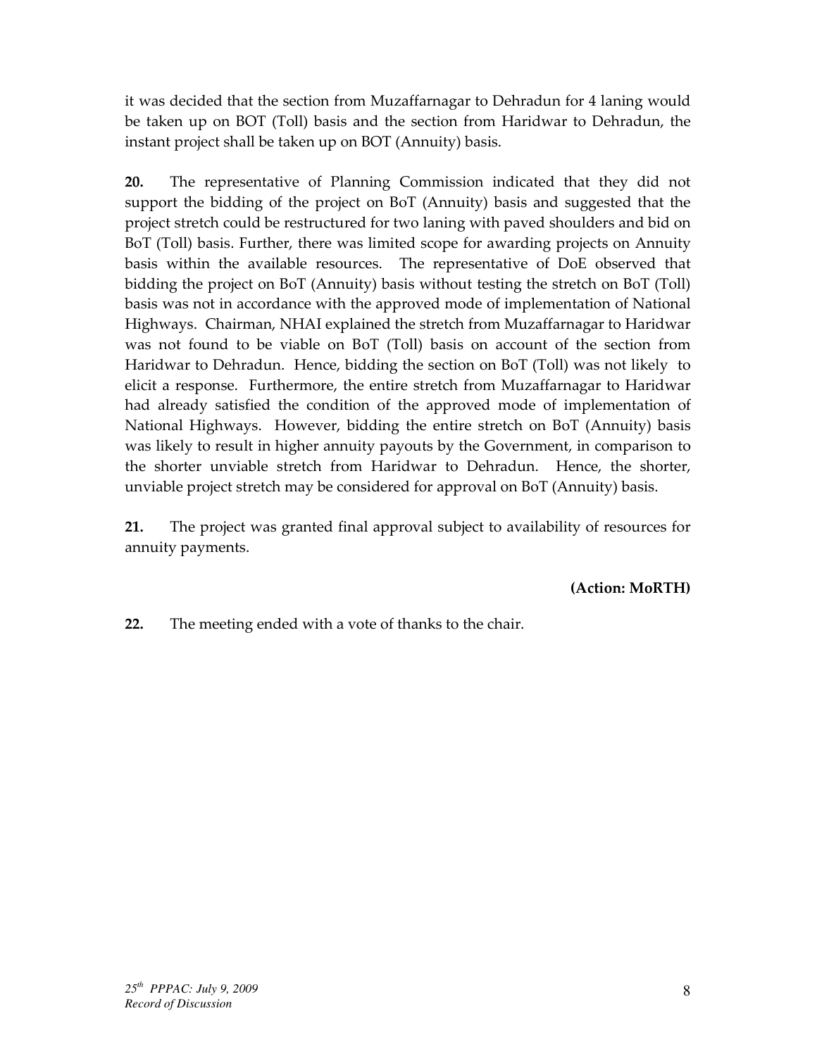it was decided that the section from Muzaffarnagar to Dehradun for 4 laning would be taken up on BOT (Toll) basis and the section from Haridwar to Dehradun, the instant project shall be taken up on BOT (Annuity) basis.

**20.** The representative of Planning Commission indicated that they did not support the bidding of the project on BoT (Annuity) basis and suggested that the project stretch could be restructured for two laning with paved shoulders and bid on BoT (Toll) basis. Further, there was limited scope for awarding projects on Annuity basis within the available resources. The representative of DoE observed that bidding the project on BoT (Annuity) basis without testing the stretch on BoT (Toll) basis was not in accordance with the approved mode of implementation of National Highways. Chairman, NHAI explained the stretch from Muzaffarnagar to Haridwar was not found to be viable on BoT (Toll) basis on account of the section from Haridwar to Dehradun. Hence, bidding the section on BoT (Toll) was not likely to elicit a response. Furthermore, the entire stretch from Muzaffarnagar to Haridwar had already satisfied the condition of the approved mode of implementation of National Highways. However, bidding the entire stretch on BoT (Annuity) basis was likely to result in higher annuity payouts by the Government, in comparison to the shorter unviable stretch from Haridwar to Dehradun. Hence, the shorter, unviable project stretch may be considered for approval on BoT (Annuity) basis.

**21.** The project was granted final approval subject to availability of resources for annuity payments.

**(Action: MoRTH)**

**22.** The meeting ended with a vote of thanks to the chair.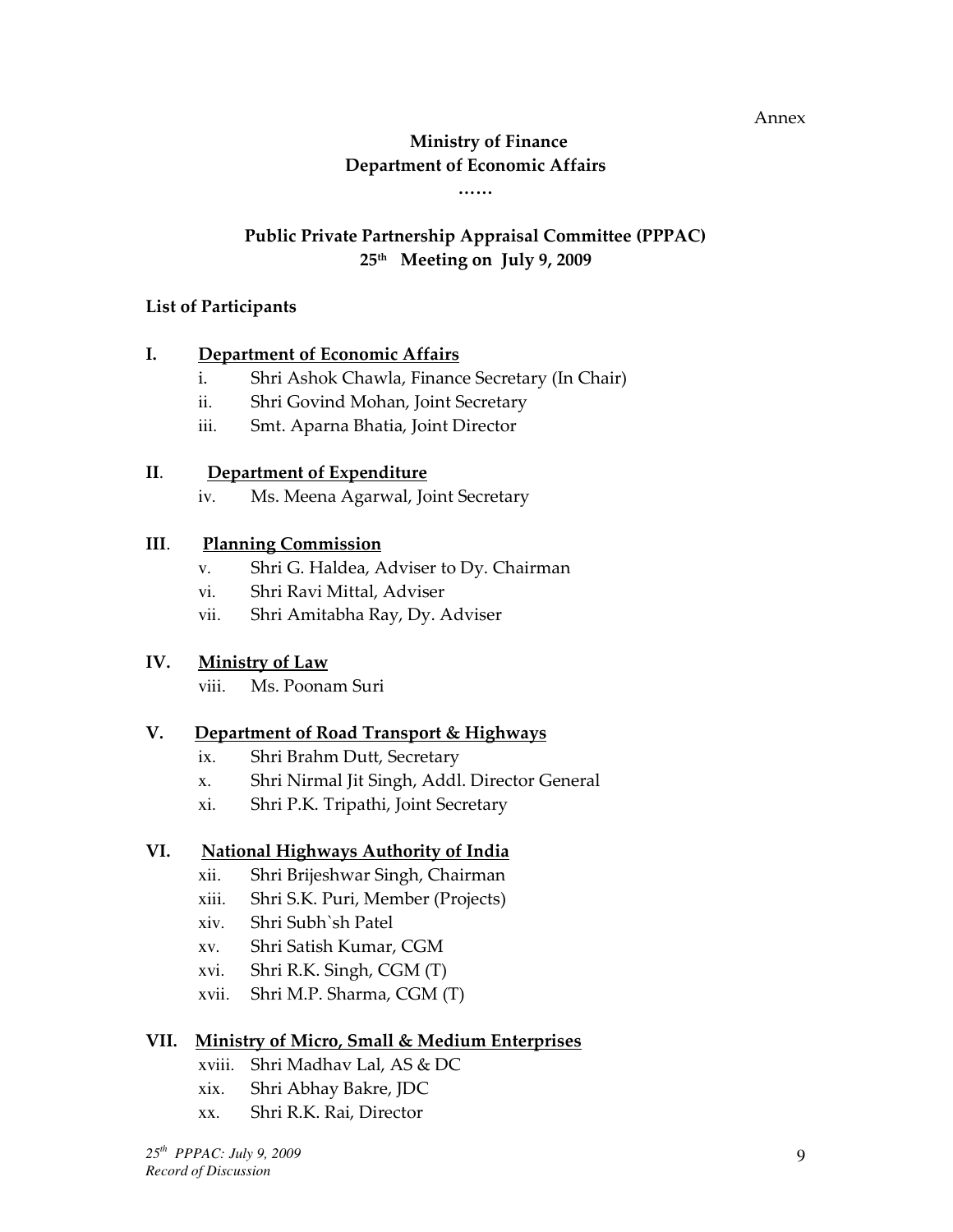Annex

**Ministry of Finance**
**Department of Economic Affairs**

……

## Public Private Partnership Appraisal Committee (PPPAC)
## 25th Meeting on July 9, 2009

**List of Participants**

**I. Department of Economic Affairs**

- i. Shri Ashok Chawla, Finance Secretary (In Chair)
- ii. Shri Govind Mohan, Joint Secretary
- iii. Smt. Aparna Bhatia, Joint Director

**II. Department of Expenditure**

- iv. Ms. Meena Agarwal, Joint Secretary

**III. Planning Commission**

- v. Shri G. Haldea, Adviser to Dy. Chairman
- vi. Shri Ravi Mittal, Adviser
- vii. Shri Amitabha Ray, Dy. Adviser

**IV. Ministry of Law**

- viii. Ms. Poonam Suri

**V. Department of Road Transport & Highways**

- ix. Shri Brahm Dutt, Secretary
- x. Shri Nirmal Jit Singh, Addl. Director General
- xi. Shri P.K. Tripathi, Joint Secretary

**VI. National Highways Authority of India**

- xii. Shri Brijeshwar Singh, Chairman
- xiii. Shri S.K. Puri, Member (Projects)
- xiv. Shri Subh`sh Patel
- xv. Shri Satish Kumar, CGM
- xvi. Shri R.K. Singh, CGM (T)
- xvii. Shri M.P. Sharma, CGM (T)

**VII. Ministry of Micro, Small & Medium Enterprises**

- xviii. Shri Madhav Lal, AS & DC
- xix. Shri Abhay Bakre, JDC
- xx. Shri R.K. Rai, Director